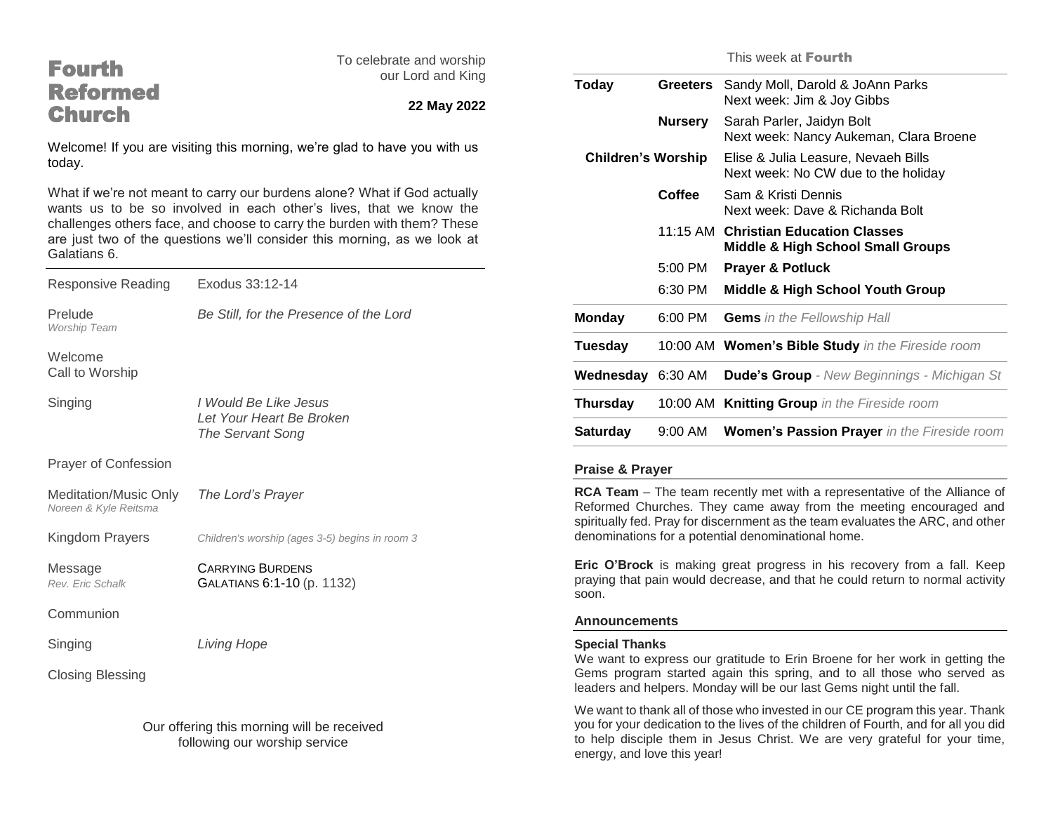# Fourth Reformed Church

To celebrate and worship our Lord and King

**22 May 2022**

Welcome! If you are visiting this morning, we're glad to have you with us today.

What if we're not meant to carry our burdens alone? What if God actually wants us to be so involved in each other's lives, that we know the challenges others face, and choose to carry the burden with them? These are just two of the questions we'll consider this morning, as we look at Galatians 6.

---

| | |
|---|---|
| Responsive Reading | Exodus 33:12-14 |
| Prelude<br>*Worship Team* | *Be Still, for the Presence of the Lord* |
| Welcome<br>Call to Worship | |
| Singing | *I Would Be Like Jesus*<br>*Let Your Heart Be Broken*<br>*The Servant Song* |
| Prayer of Confession | |
| Meditation/Music Only<br>*Noreen & Kyle Reitsma* | *The Lord's Prayer* |
| Kingdom Prayers | *Children's worship (ages 3-5) begins in room 3* |
| Message<br>*Rev. Eric Schalk* | CARRYING BURDENS<br>GALATIANS 6:1-10 (p. 1132) |
| Communion | |
| Singing | *Living Hope* |
| Closing Blessing | |

Our offering this morning will be received following our worship service

## This week at Fourth

| | | |
|---|---|---|
| **Today** | **Greeters** | Sandy Moll, Darold & JoAnn Parks<br>Next week: Jim & Joy Gibbs |
| | **Nursery** | Sarah Parler, Jaidyn Bolt<br>Next week: Nancy Aukeman, Clara Broene |
| **Children's Worship** | | Elise & Julia Leasure, Nevaeh Bills<br>Next week: No CW due to the holiday |
| | **Coffee** | Sam & Kristi Dennis<br>Next week: Dave & Richanda Bolt |
| | 11:15 AM | **Christian Education Classes**<br>**Middle & High School Small Groups** |
| | 5:00 PM | **Prayer & Potluck** |
| | 6:30 PM | **Middle & High School Youth Group** |
| **Monday** | 6:00 PM | **Gems** *in the Fellowship Hall* |
| **Tuesday** | 10:00 AM | **Women's Bible Study** *in the Fireside room* |
| **Wednesday** | 6:30 AM | **Dude's Group** *- New Beginnings - Michigan St* |
| **Thursday** | 10:00 AM | **Knitting Group** *in the Fireside room* |
| **Saturday** | 9:00 AM | **Women's Passion Prayer** *in the Fireside room* |

### Praise & Prayer

**RCA Team** – The team recently met with a representative of the Alliance of Reformed Churches. They came away from the meeting encouraged and spiritually fed. Pray for discernment as the team evaluates the ARC, and other denominations for a potential denominational home.

**Eric O'Brock** is making great progress in his recovery from a fall. Keep praying that pain would decrease, and that he could return to normal activity soon.

### Announcements

**Special Thanks**

We want to express our gratitude to Erin Broene for her work in getting the Gems program started again this spring, and to all those who served as leaders and helpers. Monday will be our last Gems night until the fall.

We want to thank all of those who invested in our CE program this year. Thank you for your dedication to the lives of the children of Fourth, and for all you did to help disciple them in Jesus Christ. We are very grateful for your time, energy, and love this year!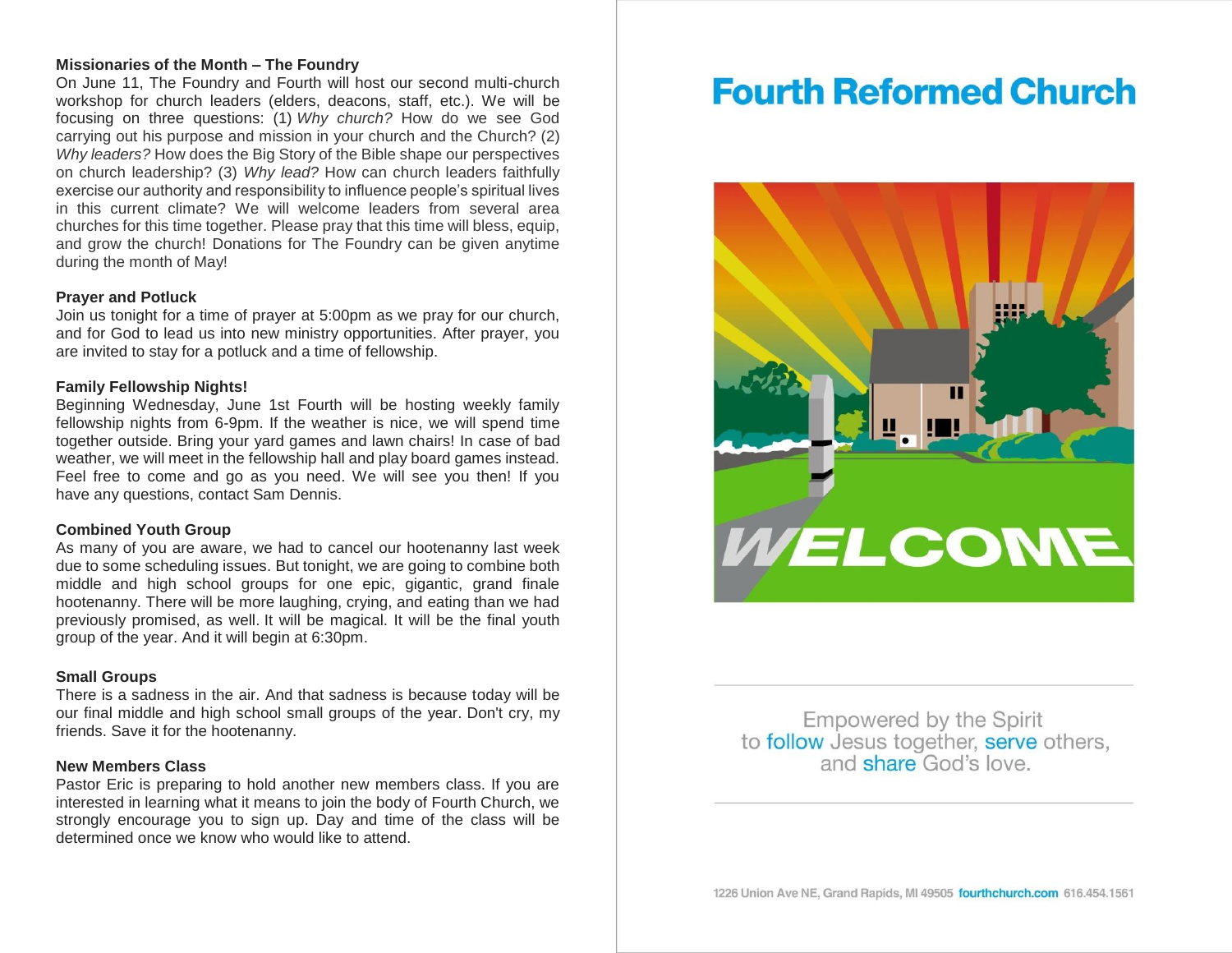**Missionaries of the Month – The Foundry**

On June 11, The Foundry and Fourth will host our second multi-church workshop for church leaders (elders, deacons, staff, etc.). We will be focusing on three questions: (1) *Why church?* How do we see God carrying out his purpose and mission in your church and the Church? (2) *Why leaders?* How does the Big Story of the Bible shape our perspectives on church leadership? (3) *Why lead?* How can church leaders faithfully exercise our authority and responsibility to influence people's spiritual lives in this current climate? We will welcome leaders from several area churches for this time together. Please pray that this time will bless, equip, and grow the church! Donations for The Foundry can be given anytime during the month of May!

**Prayer and Potluck**

Join us tonight for a time of prayer at 5:00pm as we pray for our church, and for God to lead us into new ministry opportunities. After prayer, you are invited to stay for a potluck and a time of fellowship.

**Family Fellowship Nights!**

Beginning Wednesday, June 1st Fourth will be hosting weekly family fellowship nights from 6-9pm. If the weather is nice, we will spend time together outside. Bring your yard games and lawn chairs! In case of bad weather, we will meet in the fellowship hall and play board games instead. Feel free to come and go as you need. We will see you then! If you have any questions, contact Sam Dennis.

**Combined Youth Group**

As many of you are aware, we had to cancel our hootenanny last week due to some scheduling issues. But tonight, we are going to combine both middle and high school groups for one epic, gigantic, grand finale hootenanny. There will be more laughing, crying, and eating than we had previously promised, as well. It will be magical. It will be the final youth group of the year. And it will begin at 6:30pm.

**Small Groups**

There is a sadness in the air. And that sadness is because today will be our final middle and high school small groups of the year. Don't cry, my friends. Save it for the hootenanny.

**New Members Class**

Pastor Eric is preparing to hold another new members class. If you are interested in learning what it means to join the body of Fourth Church, we strongly encourage you to sign up. Day and time of the class will be determined once we know who would like to attend.

# Fourth Reformed Church

WELCOME

Empowered by the Spirit
to follow Jesus together, serve others,
and share God's love.

1226 Union Ave NE, Grand Rapids, MI 49505 fourthchurch.com 616.454.1561